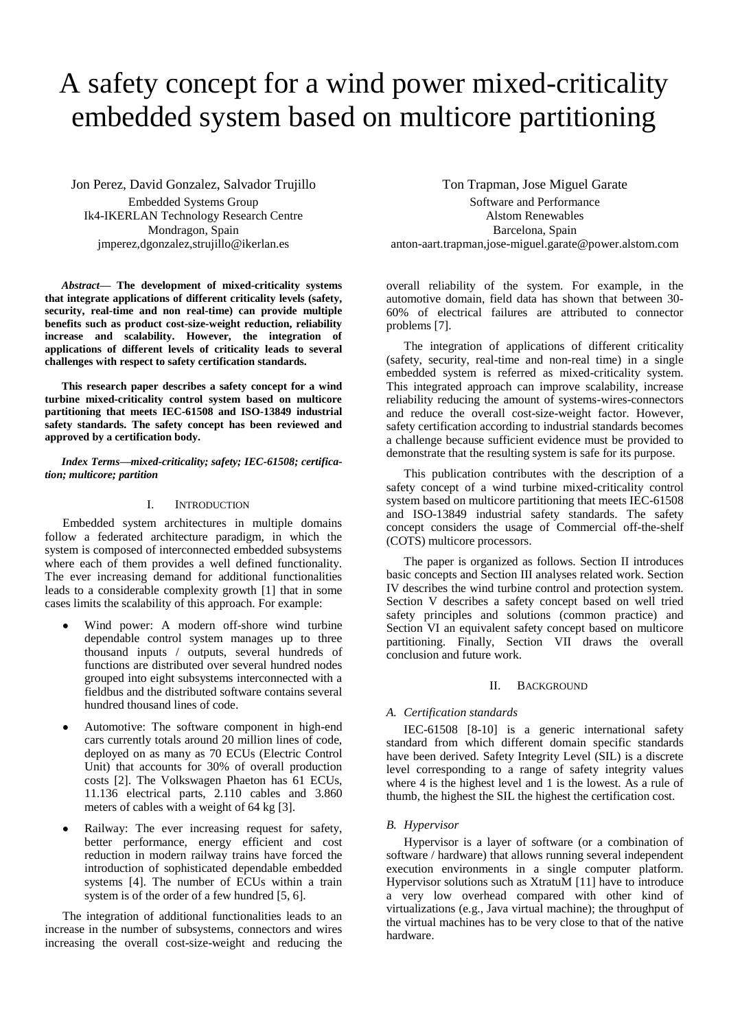# A safety concept for a wind power mixed-criticality embedded system based on multicore partitioning

Jon Perez, David Gonzalez, Salvador Trujillo
Embedded Systems Group
Ik4-IKERLAN Technology Research Centre
Mondragon, Spain
jmperez,dgonzalez,strujillo@ikerlan.es

Ton Trapman, Jose Miguel Garate
Software and Performance
Alstom Renewables
Barcelona, Spain
anton-aart.trapman,jose-miguel.garate@power.alstom.com

***Abstract*— The development of mixed-criticality systems that integrate applications of different criticality levels (safety, security, real-time and non real-time) can provide multiple benefits such as product cost-size-weight reduction, reliability increase and scalability. However, the integration of applications of different levels of criticality leads to several challenges with respect to safety certification standards.**

**This research paper describes a safety concept for a wind turbine mixed-criticality control system based on multicore partitioning that meets IEC-61508 and ISO-13849 industrial safety standards. The safety concept has been reviewed and approved by a certification body.**

***Index Terms—mixed-criticality; safety; IEC-61508; certification; multicore; partition***

## I. Introduction

Embedded system architectures in multiple domains follow a federated architecture paradigm, in which the system is composed of interconnected embedded subsystems where each of them provides a well defined functionality. The ever increasing demand for additional functionalities leads to a considerable complexity growth [1] that in some cases limits the scalability of this approach. For example:

- Wind power: A modern off-shore wind turbine dependable control system manages up to three thousand inputs / outputs, several hundreds of functions are distributed over several hundred nodes grouped into eight subsystems interconnected with a fieldbus and the distributed software contains several hundred thousand lines of code.
- Automotive: The software component in high-end cars currently totals around 20 million lines of code, deployed on as many as 70 ECUs (Electric Control Unit) that accounts for 30% of overall production costs [2]. The Volkswagen Phaeton has 61 ECUs, 11.136 electrical parts, 2.110 cables and 3.860 meters of cables with a weight of 64 kg [3].
- Railway: The ever increasing request for safety, better performance, energy efficient and cost reduction in modern railway trains have forced the introduction of sophisticated dependable embedded systems [4]. The number of ECUs within a train system is of the order of a few hundred [5, 6].

The integration of additional functionalities leads to an increase in the number of subsystems, connectors and wires increasing the overall cost-size-weight and reducing the overall reliability of the system. For example, in the automotive domain, field data has shown that between 30-60% of electrical failures are attributed to connector problems [7].

The integration of applications of different criticality (safety, security, real-time and non-real time) in a single embedded system is referred as mixed-criticality system. This integrated approach can improve scalability, increase reliability reducing the amount of systems-wires-connectors and reduce the overall cost-size-weight factor. However, safety certification according to industrial standards becomes a challenge because sufficient evidence must be provided to demonstrate that the resulting system is safe for its purpose.

This publication contributes with the description of a safety concept of a wind turbine mixed-criticality control system based on multicore partitioning that meets IEC-61508 and ISO-13849 industrial safety standards. The safety concept considers the usage of Commercial off-the-shelf (COTS) multicore processors.

The paper is organized as follows. Section II introduces basic concepts and Section III analyses related work. Section IV describes the wind turbine control and protection system. Section V describes a safety concept based on well tried safety principles and solutions (common practice) and Section VI an equivalent safety concept based on multicore partitioning. Finally, Section VII draws the overall conclusion and future work.

## II. Background

### *A. Certification standards*

IEC-61508 [8-10] is a generic international safety standard from which different domain specific standards have been derived. Safety Integrity Level (SIL) is a discrete level corresponding to a range of safety integrity values where 4 is the highest level and 1 is the lowest. As a rule of thumb, the highest the SIL the highest the certification cost.

### *B. Hypervisor*

Hypervisor is a layer of software (or a combination of software / hardware) that allows running several independent execution environments in a single computer platform. Hypervisor solutions such as XtratuM [11] have to introduce a very low overhead compared with other kind of virtualizations (e.g., Java virtual machine); the throughput of the virtual machines has to be very close to that of the native hardware.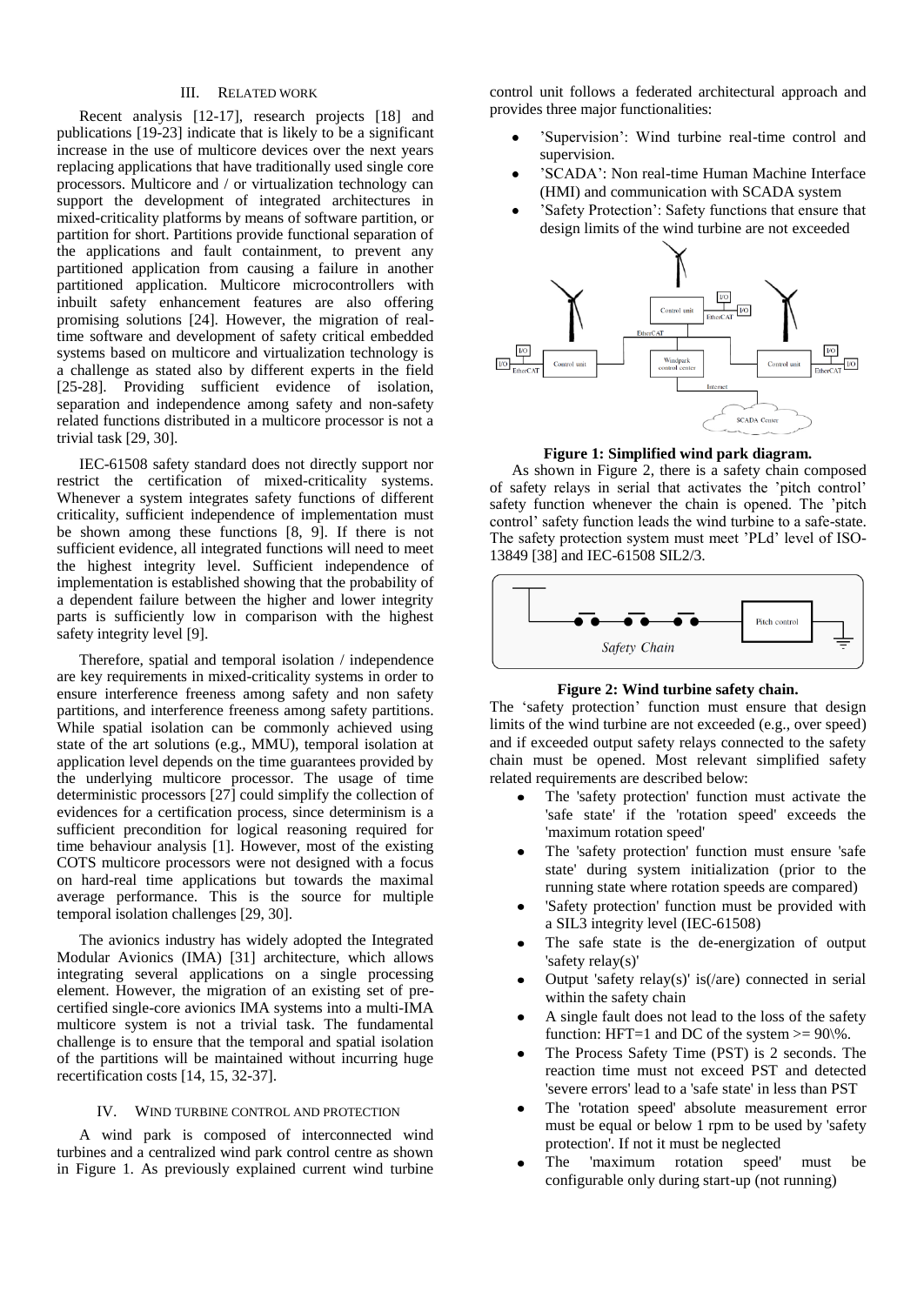## III. RELATED WORK

Recent analysis [12-17], research projects [18] and publications [19-23] indicate that is likely to be a significant increase in the use of multicore devices over the next years replacing applications that have traditionally used single core processors. Multicore and / or virtualization technology can support the development of integrated architectures in mixed-criticality platforms by means of software partition, or partition for short. Partitions provide functional separation of the applications and fault containment, to prevent any partitioned application from causing a failure in another partitioned application. Multicore microcontrollers with inbuilt safety enhancement features are also offering promising solutions [24]. However, the migration of real-time software and development of safety critical embedded systems based on multicore and virtualization technology is a challenge as stated also by different experts in the field [25-28]. Providing sufficient evidence of isolation, separation and independence among safety and non-safety related functions distributed in a multicore processor is not a trivial task [29, 30].

IEC-61508 safety standard does not directly support nor restrict the certification of mixed-criticality systems. Whenever a system integrates safety functions of different criticality, sufficient independence of implementation must be shown among these functions [8, 9]. If there is not sufficient evidence, all integrated functions will need to meet the highest integrity level. Sufficient independence of implementation is established showing that the probability of a dependent failure between the higher and lower integrity parts is sufficiently low in comparison with the highest safety integrity level [9].

Therefore, spatial and temporal isolation / independence are key requirements in mixed-criticality systems in order to ensure interference freeness among safety and non safety partitions, and interference freeness among safety partitions. While spatial isolation can be commonly achieved using state of the art solutions (e.g., MMU), temporal isolation at application level depends on the time guarantees provided by the underlying multicore processor. The usage of time deterministic processors [27] could simplify the collection of evidences for a certification process, since determinism is a sufficient precondition for logical reasoning required for time behaviour analysis [1]. However, most of the existing COTS multicore processors were not designed with a focus on hard-real time applications but towards the maximal average performance. This is the source for multiple temporal isolation challenges [29, 30].

The avionics industry has widely adopted the Integrated Modular Avionics (IMA) [31] architecture, which allows integrating several applications on a single processing element. However, the migration of an existing set of pre-certified single-core avionics IMA systems into a multi-IMA multicore system is not a trivial task. The fundamental challenge is to ensure that the temporal and spatial isolation of the partitions will be maintained without incurring huge recertification costs [14, 15, 32-37].

## IV. WIND TURBINE CONTROL AND PROTECTION

A wind park is composed of interconnected wind turbines and a centralized wind park control centre as shown in Figure 1. As previously explained current wind turbine control unit follows a federated architectural approach and provides three major functionalities:

- 'Supervision': Wind turbine real-time control and supervision.
- 'SCADA': Non real-time Human Machine Interface (HMI) and communication with SCADA system
- 'Safety Protection': Safety functions that ensure that design limits of the wind turbine are not exceeded

**Figure 1: Simplified wind park diagram.**

As shown in Figure 2, there is a safety chain composed of safety relays in serial that activates the 'pitch control' safety function whenever the chain is opened. The 'pitch control' safety function leads the wind turbine to a safe-state. The safety protection system must meet 'PLd' level of ISO-13849 [38] and IEC-61508 SIL2/3.

**Figure 2: Wind turbine safety chain.**

The 'safety protection' function must ensure that design limits of the wind turbine are not exceeded (e.g., over speed) and if exceeded output safety relays connected to the safety chain must be opened. Most relevant simplified safety related requirements are described below:

- The 'safety protection' function must activate the 'safe state' if the 'rotation speed' exceeds the 'maximum rotation speed'
- The 'safety protection' function must ensure 'safe state' during system initialization (prior to the running state where rotation speeds are compared)
- 'Safety Protection' function must be provided with a SIL3 integrity level (IEC-61508)
- The safe state is the de-energization of output 'safety relay(s)'
- Output 'safety relay(s)' is(/are) connected in serial within the safety chain
- A single fault does not lead to the loss of the safety function: HFT=1 and DC of the system >= 90\%.
- The Process Safety Time (PST) is 2 seconds. The reaction time must not exceed PST and detected 'severe errors' lead to a 'safe state' in less than PST
- The 'rotation speed' absolute measurement error must be equal or below 1 rpm to be used by 'safety protection'. If not it must be neglected
- The 'maximum rotation speed' must be configurable only during start-up (not running)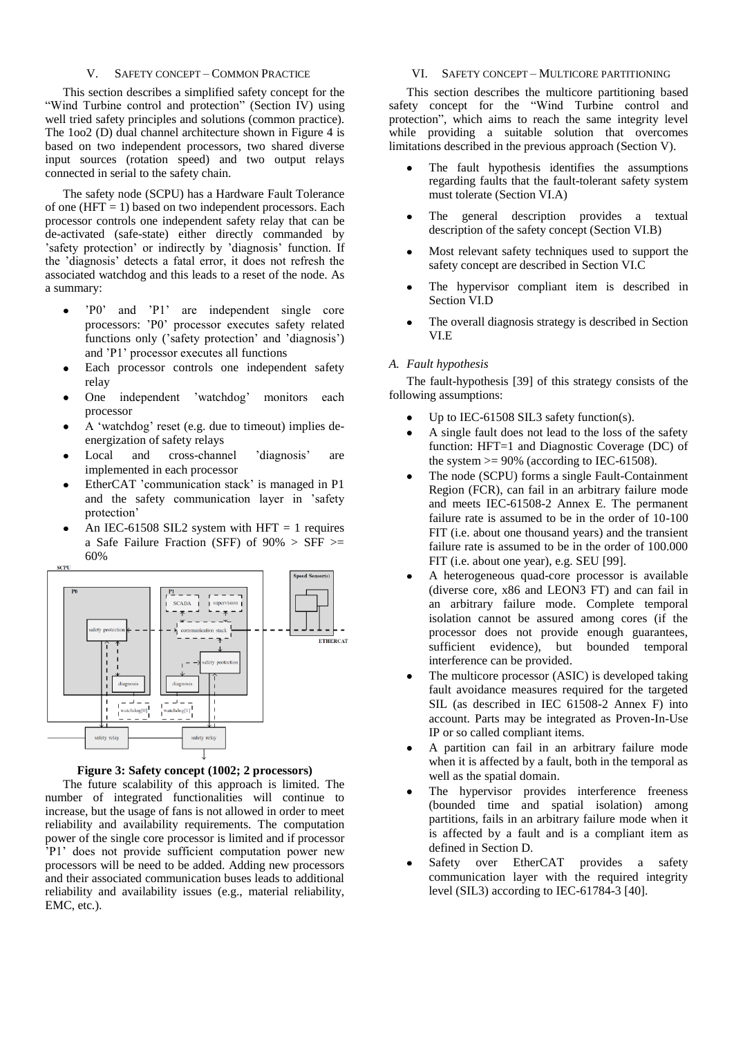## V. SAFETY CONCEPT – COMMON PRACTICE

This section describes a simplified safety concept for the "Wind Turbine control and protection" (Section IV) using well tried safety principles and solutions (common practice). The 1oo2 (D) dual channel architecture shown in Figure 4 is based on two independent processors, two shared diverse input sources (rotation speed) and two output relays connected in serial to the safety chain.

The safety node (SCPU) has a Hardware Fault Tolerance of one (HFT = 1) based on two independent processors. Each processor controls one independent safety relay that can be de-activated (safe-state) either directly commanded by 'safety protection' or indirectly by 'diagnosis' function. If the 'diagnosis' detects a fatal error, it does not refresh the associated watchdog and this leads to a reset of the node. As a summary:

- 'P0' and 'P1' are independent single core processors: 'P0' processor executes safety related functions only ('safety protection' and 'diagnosis') and 'P1' processor executes all functions
- Each processor controls one independent safety relay
- One independent 'watchdog' monitors each processor
- A 'watchdog' reset (e.g. due to timeout) implies de-energization of safety relays
- Local and cross-channel 'diagnosis' are implemented in each processor
- EtherCAT 'communication stack' is managed in P1 and the safety communication layer in 'safety protection'
- An IEC-61508 SIL2 system with HFT = 1 requires a Safe Failure Fraction (SFF) of 90% > SFF >= 60%

**Figure 3: Safety concept (1002; 2 processors)**

The future scalability of this approach is limited. The number of integrated functionalities will continue to increase, but the usage of fans is not allowed in order to meet reliability and availability requirements. The computation power of the single core processor is limited and if processor 'P1' does not provide sufficient computation power new processors will be need to be added. Adding new processors and their associated communication buses leads to additional reliability and availability issues (e.g., material reliability, EMC, etc.).

## VI. SAFETY CONCEPT – MULTICORE PARTITIONING

This section describes the multicore partitioning based safety concept for the "Wind Turbine control and protection", which aims to reach the same integrity level while providing a suitable solution that overcomes limitations described in the previous approach (Section V).

- The fault hypothesis identifies the assumptions regarding faults that the fault-tolerant safety system must tolerate (Section VI.A)
- The general description provides a textual description of the safety concept (Section VI.B)
- Most relevant safety techniques used to support the safety concept are described in Section VI.C
- The hypervisor compliant item is described in Section VI.D
- The overall diagnosis strategy is described in Section VI.E

### *A. Fault hypothesis*

The fault-hypothesis [39] of this strategy consists of the following assumptions:

- Up to IEC-61508 SIL3 safety function(s).
- A single fault does not lead to the loss of the safety function: HFT=1 and Diagnostic Coverage (DC) of the system >= 90% (according to IEC-61508).
- The node (SCPU) forms a single Fault-Containment Region (FCR), can fail in an arbitrary failure mode and meets IEC-61508-2 Annex E. The permanent failure rate is assumed to be in the order of 10-100 FIT (i.e. about one thousand years) and the transient failure rate is assumed to be in the order of 100.000 FIT (i.e. about one year), e.g. SEU [99].
- A heterogeneous quad-core processor is available (diverse core, x86 and LEON3 FT) and can fail in an arbitrary failure mode. Complete temporal isolation cannot be assured among cores (if the processor does not provide enough guarantees, sufficient evidence), but bounded temporal interference can be provided.
- The multicore processor (ASIC) is developed taking fault avoidance measures required for the targeted SIL (as described in IEC 61508-2 Annex F) into account. Parts may be integrated as Proven-In-Use IP or so called compliant items.
- A partition can fail in an arbitrary failure mode when it is affected by a fault, both in the temporal as well as the spatial domain.
- The hypervisor provides interference freeness (bounded time and spatial isolation) among partitions, fails in an arbitrary failure mode when it is affected by a fault and is a compliant item as defined in Section D.
- Safety over EtherCAT provides a safety communication layer with the required integrity level (SIL3) according to IEC-61784-3 [40].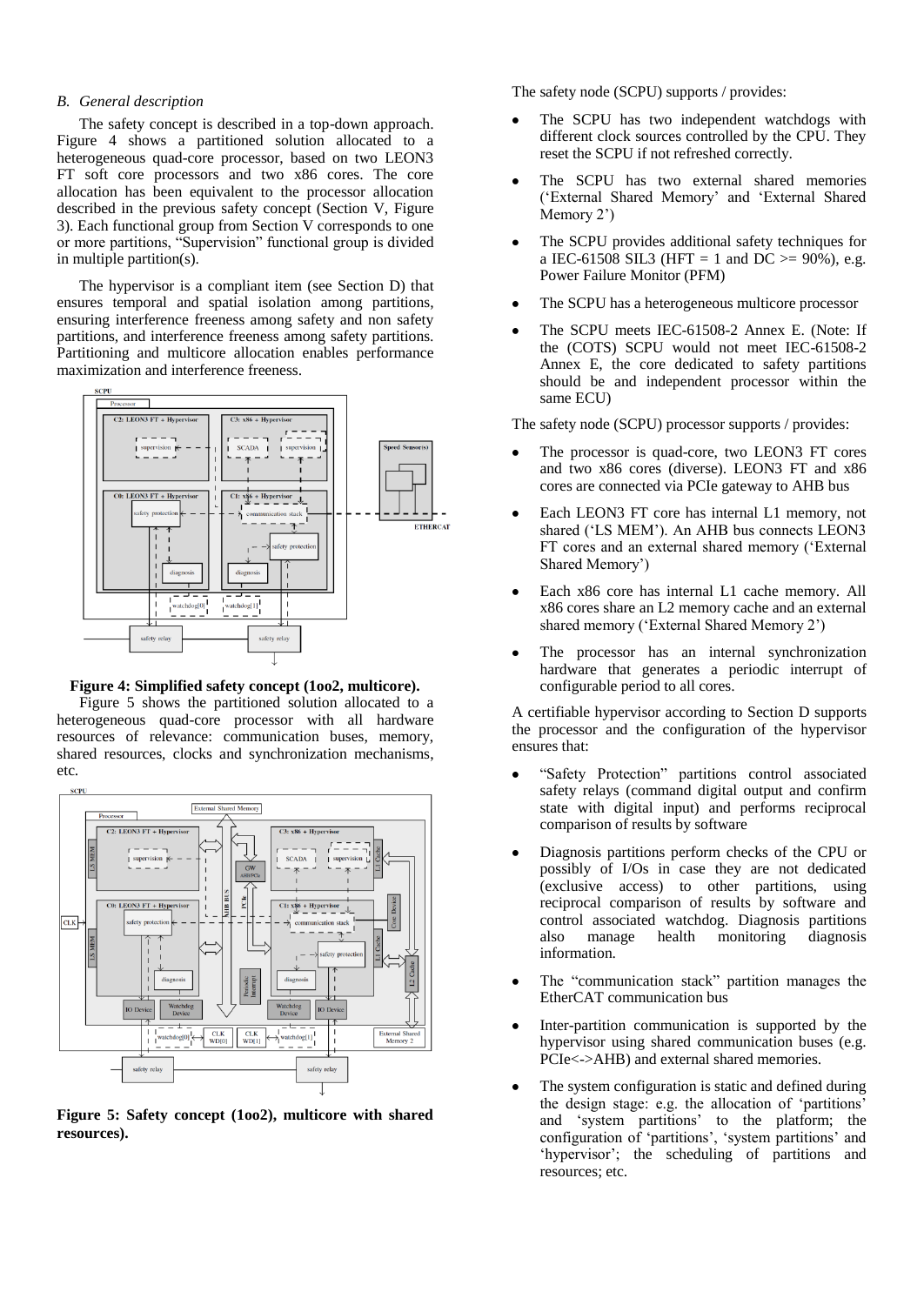### B. General description

The safety concept is described in a top-down approach. Figure 4 shows a partitioned solution allocated to a heterogeneous quad-core processor, based on two LEON3 FT soft core processors and two x86 cores. The core allocation has been equivalent to the processor allocation described in the previous safety concept (Section V, Figure 3). Each functional group from Section V corresponds to one or more partitions, "Supervision" functional group is divided in multiple partition(s).

The hypervisor is a compliant item (see Section D) that ensures temporal and spatial isolation among partitions, ensuring interference freeness among safety and non safety partitions, and interference freeness among safety partitions. Partitioning and multicore allocation enables performance maximization and interference freeness.

**Figure 4: Simplified safety concept (1oo2, multicore).**

Figure 5 shows the partitioned solution allocated to a heterogeneous quad-core processor with all hardware resources of relevance: communication buses, memory, shared resources, clocks and synchronization mechanisms, etc.

**Figure 5: Safety concept (1oo2), multicore with shared resources).**

The safety node (SCPU) supports / provides:

- The SCPU has two independent watchdogs with different clock sources controlled by the CPU. They reset the SCPU if not refreshed correctly.
- The SCPU has two external shared memories ('External Shared Memory' and 'External Shared Memory 2')
- The SCPU provides additional safety techniques for a IEC-61508 SIL3 (HFT = 1 and DC >= 90%), e.g. Power Failure Monitor (PFM)
- The SCPU has a heterogeneous multicore processor
- The SCPU meets IEC-61508-2 Annex E. (Note: If the (COTS) SCPU would not meet IEC-61508-2 Annex E, the core dedicated to safety partitions should be and independent processor within the same ECU)

The safety node (SCPU) processor supports / provides:

- The processor is quad-core, two LEON3 FT cores and two x86 cores (diverse). LEON3 FT and x86 cores are connected via PCIe gateway to AHB bus
- Each LEON3 FT core has internal L1 memory, not shared ('LS MEM'). An AHB bus connects LEON3 FT cores and an external shared memory ('External Shared Memory')
- Each x86 core has internal L1 cache memory. All x86 cores share an L2 memory cache and an external shared memory ('External Shared Memory 2')
- The processor has an internal synchronization hardware that generates a periodic interrupt of configurable period to all cores.

A certifiable hypervisor according to Section D supports the processor and the configuration of the hypervisor ensures that:

- "Safety Protection" partitions control associated safety relays (command digital output and confirm state with digital input) and performs reciprocal comparison of results by software
- Diagnosis partitions perform checks of the CPU or possibly of I/Os in case they are not dedicated (exclusive access) to other partitions, using reciprocal comparison of results by software and control associated watchdog. Diagnosis partitions also manage health monitoring diagnosis information.
- The "communication stack" partition manages the EtherCAT communication bus
- Inter-partition communication is supported by the hypervisor using shared communication buses (e.g. PCIe<->AHB) and external shared memories.
- The system configuration is static and defined during the design stage: e.g. the allocation of 'partitions' and 'system partitions' to the platform; the configuration of 'partitions', 'system partitions' and 'hypervisor'; the scheduling of partitions and resources; etc.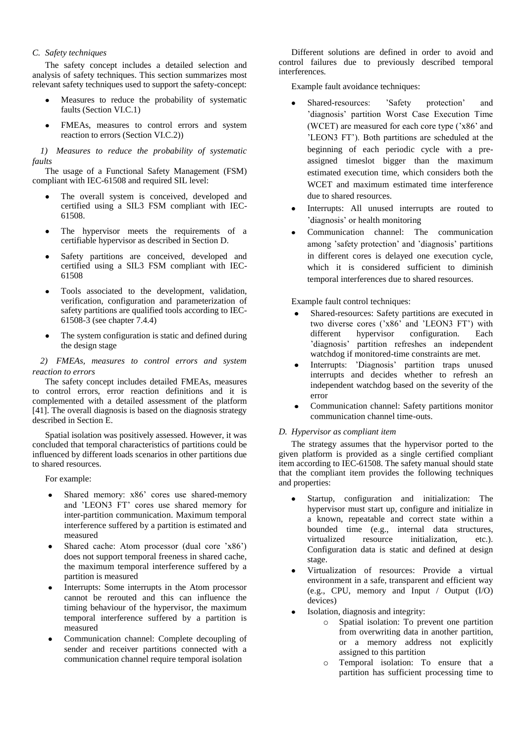### C. Safety techniques

The safety concept includes a detailed selection and analysis of safety techniques. This section summarizes most relevant safety techniques used to support the safety-concept:

- Measures to reduce the probability of systematic faults (Section VI.C.1)
- FMEAs, measures to control errors and system reaction to errors (Section VI.C.2))

#### 1) Measures to reduce the probability of systematic faults

The usage of a Functional Safety Management (FSM) compliant with IEC-61508 and required SIL level:

- The overall system is conceived, developed and certified using a SIL3 FSM compliant with IEC-61508.
- The hypervisor meets the requirements of a certifiable hypervisor as described in Section D.
- Safety partitions are conceived, developed and certified using a SIL3 FSM compliant with IEC-61508
- Tools associated to the development, validation, verification, configuration and parameterization of safety partitions are qualified tools according to IEC-61508-3 (see chapter 7.4.4)
- The system configuration is static and defined during the design stage

#### 2) FMEAs, measures to control errors and system reaction to errors

The safety concept includes detailed FMEAs, measures to control errors, error reaction definitions and it is complemented with a detailed assessment of the platform [41]. The overall diagnosis is based on the diagnosis strategy described in Section E.

Spatial isolation was positively assessed. However, it was concluded that temporal characteristics of partitions could be influenced by different loads scenarios in other partitions due to shared resources.

For example:

- Shared memory: x86' cores use shared-memory and 'LEON3 FT' cores use shared memory for inter-partition communication. Maximum temporal interference suffered by a partition is estimated and measured
- Shared cache: Atom processor (dual core 'x86') does not support temporal freeness in shared cache, the maximum temporal interference suffered by a partition is measured
- Interrupts: Some interrupts in the Atom processor cannot be rerouted and this can influence the timing behaviour of the hypervisor, the maximum temporal interference suffered by a partition is measured
- Communication channel: Complete decoupling of sender and receiver partitions connected with a communication channel require temporal isolation

Different solutions are defined in order to avoid and control failures due to previously described temporal interferences.

Example fault avoidance techniques:

- Shared-resources: 'Safety protection' and 'diagnosis' partition Worst Case Execution Time (WCET) are measured for each core type ('x86' and 'LEON3 FT'). Both partitions are scheduled at the beginning of each periodic cycle with a pre-assigned timeslot bigger than the maximum estimated execution time, which considers both the WCET and maximum estimated time interference due to shared resources.
- Interrupts: All unused interrupts are routed to 'diagnosis' or health monitoring
- Communication channel: The communication among 'safety protection' and 'diagnosis' partitions in different cores is delayed one execution cycle, which it is considered sufficient to diminish temporal interferences due to shared resources.

Example fault control techniques:

- Shared-resources: Safety partitions are executed in two diverse cores ('x86' and 'LEON3 FT') with different hypervisor configuration. Each 'diagnosis' partition refreshes an independent watchdog if monitored-time constraints are met.
- Interrupts: 'Diagnosis' partition traps unused interrupts and decides whether to refresh an independent watchdog based on the severity of the error
- Communication channel: Safety partitions monitor communication channel time-outs.

### D. Hypervisor as compliant item

The strategy assumes that the hypervisor ported to the given platform is provided as a single certified compliant item according to IEC-61508. The safety manual should state that the compliant item provides the following techniques and properties:

- Startup, configuration and initialization: The hypervisor must start up, configure and initialize in a known, repeatable and correct state within a bounded time (e.g., internal data structures, virtualized resource initialization, etc.). Configuration data is static and defined at design stage.
- Virtualization of resources: Provide a virtual environment in a safe, transparent and efficient way (e.g., CPU, memory and Input / Output (I/O) devices)
- Isolation, diagnosis and integrity:
  - Spatial isolation: To prevent one partition from overwriting data in another partition, or a memory address not explicitly assigned to this partition
  - Temporal isolation: To ensure that a partition has sufficient processing time to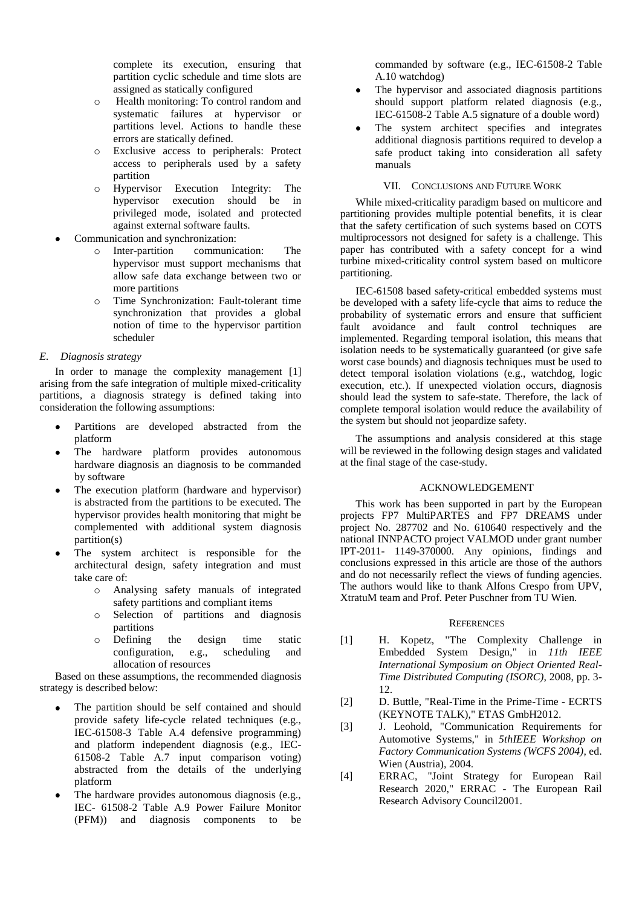complete its execution, ensuring that partition cyclic schedule and time slots are assigned as statically configured
    - Health monitoring: To control random and systematic failures at hypervisor or partitions level. Actions to handle these errors are statically defined.
    - Exclusive access to peripherals: Protect access to peripherals used by a safety partition
    - Hypervisor Execution Integrity: The hypervisor execution should be in privileged mode, isolated and protected against external software faults.
- Communication and synchronization:
    - Inter-partition communication: The hypervisor must support mechanisms that allow safe data exchange between two or more partitions
    - Time Synchronization: Fault-tolerant time synchronization that provides a global notion of time to the hypervisor partition scheduler

### *E. Diagnosis strategy*

In order to manage the complexity management [1] arising from the safe integration of multiple mixed-criticality partitions, a diagnosis strategy is defined taking into consideration the following assumptions:

- Partitions are developed abstracted from the platform
- The hardware platform provides autonomous hardware diagnosis an diagnosis to be commanded by software
- The execution platform (hardware and hypervisor) is abstracted from the partitions to be executed. The hypervisor provides health monitoring that might be complemented with additional system diagnosis partition(s)
- The system architect is responsible for the architectural design, safety integration and must take care of:
    - Analysing safety manuals of integrated safety partitions and compliant items
    - Selection of partitions and diagnosis partitions
    - Defining the design time static configuration, e.g., scheduling and allocation of resources

Based on these assumptions, the recommended diagnosis strategy is described below:

- The partition should be self contained and should provide safety life-cycle related techniques (e.g., IEC-61508-3 Table A.4 defensive programming) and platform independent diagnosis (e.g., IEC-61508-2 Table A.7 input comparison voting) abstracted from the details of the underlying platform
- The hardware provides autonomous diagnosis (e.g., IEC- 61508-2 Table A.9 Power Failure Monitor (PFM)) and diagnosis components to be commanded by software (e.g., IEC-61508-2 Table A.10 watchdog)
- The hypervisor and associated diagnosis partitions should support platform related diagnosis (e.g., IEC-61508-2 Table A.5 signature of a double word)
- The system architect specifies and integrates additional diagnosis partitions required to develop a safe product taking into consideration all safety manuals

## VII. Conclusions and Future Work

While mixed-criticality paradigm based on multicore and partitioning provides multiple potential benefits, it is clear that the safety certification of such systems based on COTS multiprocessors not designed for safety is a challenge. This paper has contributed with a safety concept for a wind turbine mixed-criticality control system based on multicore partitioning.

IEC-61508 based safety-critical embedded systems must be developed with a safety life-cycle that aims to reduce the probability of systematic errors and ensure that sufficient fault avoidance and fault control techniques are implemented. Regarding temporal isolation, this means that isolation needs to be systematically guaranteed (or give safe worst case bounds) and diagnosis techniques must be used to detect temporal isolation violations (e.g., watchdog, logic execution, etc.). If unexpected violation occurs, diagnosis should lead the system to safe-state. Therefore, the lack of complete temporal isolation would reduce the availability of the system but should not jeopardize safety.

The assumptions and analysis considered at this stage will be reviewed in the following design stages and validated at the final stage of the case-study.

## Acknowledgement

This work has been supported in part by the European projects FP7 MultiPARTES and FP7 DREAMS under project No. 287702 and No. 610640 respectively and the national INNPACTO project VALMOD under grant number IPT-2011- 1149-370000. Any opinions, findings and conclusions expressed in this article are those of the authors and do not necessarily reflect the views of funding agencies. The authors would like to thank Alfons Crespo from UPV, XtratuM team and Prof. Peter Puschner from TU Wien.

## References

[1] H. Kopetz, "The Complexity Challenge in Embedded System Design," in *11th IEEE International Symposium on Object Oriented Real-Time Distributed Computing (ISORC)*, 2008, pp. 3-12.

[2] D. Buttle, "Real-Time in the Prime-Time - ECRTS (KEYNOTE TALK)," ETAS GmbH2012.

[3] J. Leohold, "Communication Requirements for Automotive Systems," in *5thIEEE Workshop on Factory Communication Systems (WCFS 2004)*, ed. Wien (Austria), 2004.

[4] ERRAC, "Joint Strategy for European Rail Research 2020," ERRAC - The European Rail Research Advisory Council2001.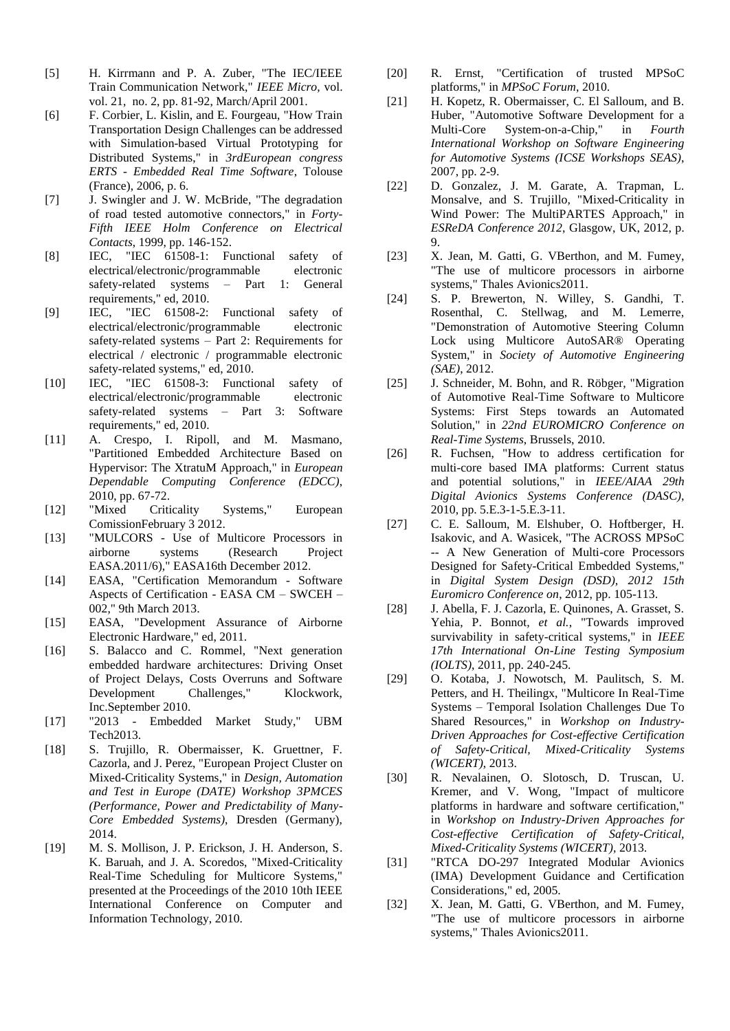[5] H. Kirrmann and P. A. Zuber, "The IEC/IEEE Train Communication Network," *IEEE Micro*, vol. vol. 21, no. 2, pp. 81-92, March/April 2001.

[6] F. Corbier, L. Kislin, and E. Fourgeau, "How Train Transportation Design Challenges can be addressed with Simulation-based Virtual Prototyping for Distributed Systems," in *3rdEuropean congress ERTS - Embedded Real Time Software*, Tolouse (France), 2006, p. 6.

[7] J. Swingler and J. W. McBride, "The degradation of road tested automotive connectors," in *Forty-Fifth IEEE Holm Conference on Electrical Contacts*, 1999, pp. 146-152.

[8] IEC, "IEC 61508-1: Functional safety of electrical/electronic/programmable electronic safety-related systems – Part 1: General requirements," ed, 2010.

[9] IEC, "IEC 61508-2: Functional safety of electrical/electronic/programmable electronic safety-related systems – Part 2: Requirements for electrical / electronic / programmable electronic safety-related systems," ed, 2010.

[10] IEC, "IEC 61508-3: Functional safety of electrical/electronic/programmable electronic safety-related systems – Part 3: Software requirements," ed, 2010.

[11] A. Crespo, I. Ripoll, and M. Masmano, "Partitioned Embedded Architecture Based on Hypervisor: The XtratuM Approach," in *European Dependable Computing Conference (EDCC)*, 2010, pp. 67-72.

[12] "Mixed Criticality Systems," European ComissionFebruary 3 2012.

[13] "MULCORS - Use of Multicore Processors in airborne systems (Research Project EASA.2011/6)," EASA16th December 2012.

[14] EASA, "Certification Memorandum - Software Aspects of Certification - EASA CM – SWCEH – 002," 9th March 2013.

[15] EASA, "Development Assurance of Airborne Electronic Hardware," ed, 2011.

[16] S. Balacco and C. Rommel, "Next generation embedded hardware architectures: Driving Onset of Project Delays, Costs Overruns and Software Development Challenges," Klockwork, Inc.September 2010.

[17] "2013 - Embedded Market Study," UBM Tech2013.

[18] S. Trujillo, R. Obermaisser, K. Gruettner, F. Cazorla, and J. Perez, "European Project Cluster on Mixed-Criticality Systems," in *Design, Automation and Test in Europe (DATE) Workshop 3PMCES (Performance, Power and Predictability of Many-Core Embedded Systems)*, Dresden (Germany), 2014.

[19] M. S. Mollison, J. P. Erickson, J. H. Anderson, S. K. Baruah, and J. A. Scoredos, "Mixed-Criticality Real-Time Scheduling for Multicore Systems," presented at the Proceedings of the 2010 10th IEEE International Conference on Computer and Information Technology, 2010.

[20] R. Ernst, "Certification of trusted MPSoC platforms," in *MPSoC Forum*, 2010.

[21] H. Kopetz, R. Obermaisser, C. El Salloum, and B. Huber, "Automotive Software Development for a Multi-Core System-on-a-Chip," in *Fourth International Workshop on Software Engineering for Automotive Systems (ICSE Workshops SEAS)*, 2007, pp. 2-9.

[22] D. Gonzalez, J. M. Garate, A. Trapman, L. Monsalve, and S. Trujillo, "Mixed-Criticality in Wind Power: The MultiPARTES Approach," in *ESReDA Conference 2012*, Glasgow, UK, 2012, p. 9.

[23] X. Jean, M. Gatti, G. VBerthon, and M. Fumey, "The use of multicore processors in airborne systems," Thales Avionics2011.

[24] S. P. Brewerton, N. Willey, S. Gandhi, T. Rosenthal, C. Stellwag, and M. Lemerre, "Demonstration of Automotive Steering Column Lock using Multicore AutoSAR® Operating System," in *Society of Automotive Engineering (SAE)*, 2012.

[25] J. Schneider, M. Bohn, and R. Röbger, "Migration of Automotive Real-Time Software to Multicore Systems: First Steps towards an Automated Solution," in *22nd EUROMICRO Conference on Real-Time Systems*, Brussels, 2010.

[26] R. Fuchsen, "How to address certification for multi-core based IMA platforms: Current status and potential solutions," in *IEEE/AIAA 29th Digital Avionics Systems Conference (DASC)*, 2010, pp. 5.E.3-1-5.E.3-11.

[27] C. E. Salloum, M. Elshuber, O. Hoftberger, H. Isakovic, and A. Wasicek, "The ACROSS MPSoC -- A New Generation of Multi-core Processors Designed for Safety-Critical Embedded Systems," in *Digital System Design (DSD), 2012 15th Euromicro Conference on*, 2012, pp. 105-113.

[28] J. Abella, F. J. Cazorla, E. Quinones, A. Grasset, S. Yehia, P. Bonnot, *et al.*, "Towards improved survivability in safety-critical systems," in *IEEE 17th International On-Line Testing Symposium (IOLTS)*, 2011, pp. 240-245.

[29] O. Kotaba, J. Nowotsch, M. Paulitsch, S. M. Petters, and H. Theilingx, "Multicore In Real-Time Systems – Temporal Isolation Challenges Due To Shared Resources," in *Workshop on Industry-Driven Approaches for Cost-effective Certification of Safety-Critical, Mixed-Criticality Systems (WICERT)*, 2013.

[30] R. Nevalainen, O. Slotosch, D. Truscan, U. Kremer, and V. Wong, "Impact of multicore platforms in hardware and software certification," in *Workshop on Industry-Driven Approaches for Cost-effective Certification of Safety-Critical, Mixed-Criticality Systems (WICERT)*, 2013.

[31] "RTCA DO-297 Integrated Modular Avionics (IMA) Development Guidance and Certification Considerations," ed, 2005.

[32] X. Jean, M. Gatti, G. VBerthon, and M. Fumey, "The use of multicore processors in airborne systems," Thales Avionics2011.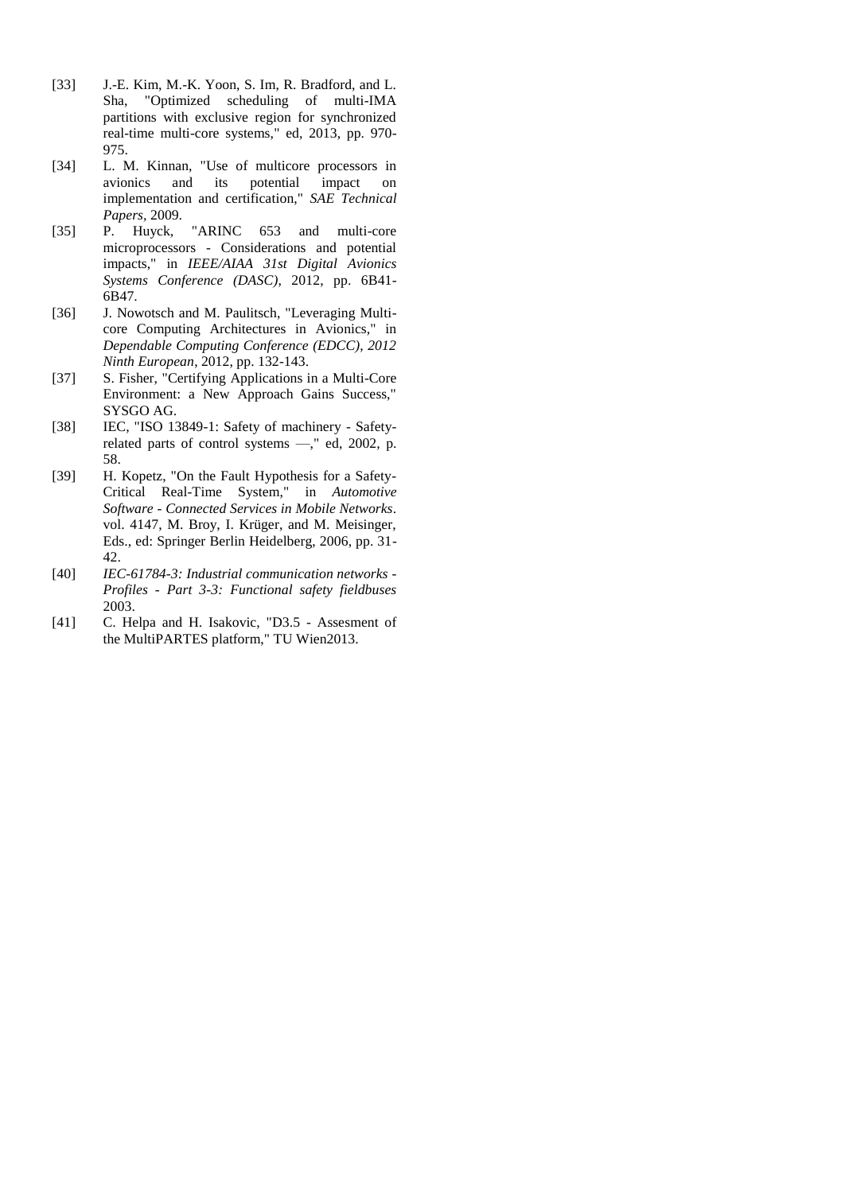[33] J.-E. Kim, M.-K. Yoon, S. Im, R. Bradford, and L. Sha, "Optimized scheduling of multi-IMA partitions with exclusive region for synchronized real-time multi-core systems," ed, 2013, pp. 970-975.

[34] L. M. Kinnan, "Use of multicore processors in avionics and its potential impact on implementation and certification," *SAE Technical Papers*, 2009.

[35] P. Huyck, "ARINC 653 and multi-core microprocessors - Considerations and potential impacts," in *IEEE/AIAA 31st Digital Avionics Systems Conference (DASC)*, 2012, pp. 6B41-6B47.

[36] J. Nowotsch and M. Paulitsch, "Leveraging Multi-core Computing Architectures in Avionics," in *Dependable Computing Conference (EDCC), 2012 Ninth European*, 2012, pp. 132-143.

[37] S. Fisher, "Certifying Applications in a Multi-Core Environment: a New Approach Gains Success," SYSGO AG.

[38] IEC, "ISO 13849-1: Safety of machinery - Safety-related parts of control systems —," ed, 2002, p. 58.

[39] H. Kopetz, "On the Fault Hypothesis for a Safety-Critical Real-Time System," in *Automotive Software - Connected Services in Mobile Networks*. vol. 4147, M. Broy, I. Krüger, and M. Meisinger, Eds., ed: Springer Berlin Heidelberg, 2006, pp. 31-42.

[40] *IEC-61784-3: Industrial communication networks - Profiles - Part 3-3: Functional safety fieldbuses* 2003.

[41] C. Helpa and H. Isakovic, "D3.5 - Assesment of the MultiPARTES platform," TU Wien2013.